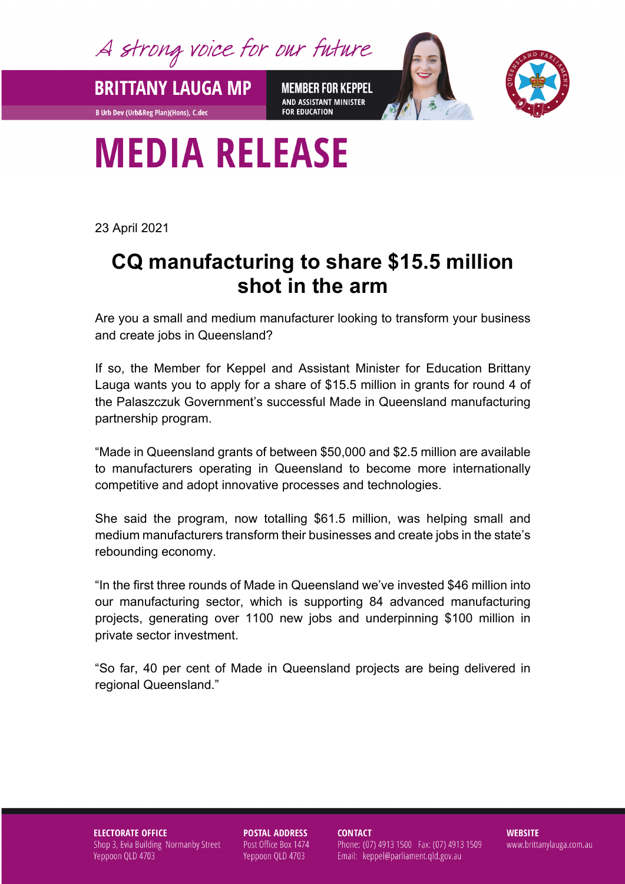# MEDIA RELEASE

23 April 2021

## CQ manufacturing to share $15.5 million shot in the arm

Are you a small and medium manufacturer looking to transform your business and create jobs in Queensland?

If so, the Member for Keppel and Assistant Minister for Education Brittany Lauga wants you to apply for a share of $15.5 million in grants for round 4 of the Palaszczuk Government's successful Made in Queensland manufacturing partnership program.

"Made in Queensland grants of between $50,000 and $2.5 million are available to manufacturers operating in Queensland to become more internationally competitive and adopt innovative processes and technologies.

She said the program, now totalling $61.5 million, was helping small and medium manufacturers transform their businesses and create jobs in the state's rebounding economy.

"In the first three rounds of Made in Queensland we've invested $46 million into our manufacturing sector, which is supporting 84 advanced manufacturing projects, generating over 1100 new jobs and underpinning $100 million in private sector investment.

"So far, 40 per cent of Made in Queensland projects are being delivered in regional Queensland."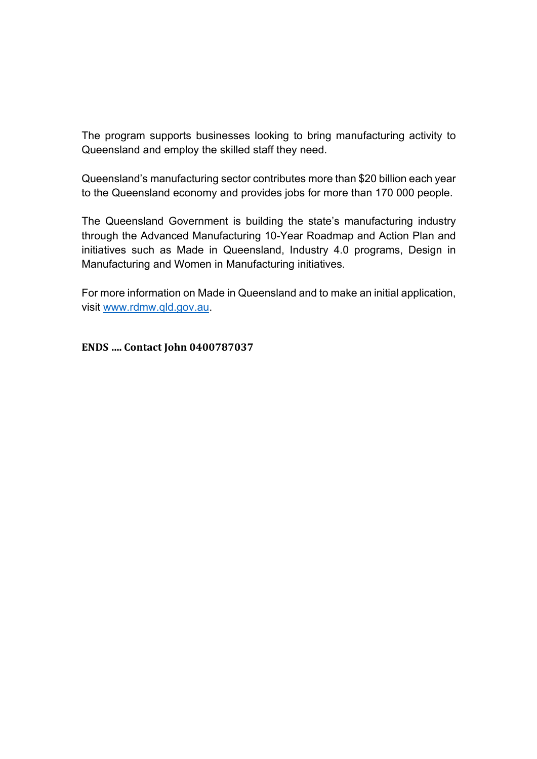The program supports businesses looking to bring manufacturing activity to Queensland and employ the skilled staff they need.

Queensland's manufacturing sector contributes more than $20 billion each year to the Queensland economy and provides jobs for more than 170 000 people.

The Queensland Government is building the state's manufacturing industry through the Advanced Manufacturing 10-Year Roadmap and Action Plan and initiatives such as Made in Queensland, Industry 4.0 programs, Design in Manufacturing and Women in Manufacturing initiatives.

For more information on Made in Queensland and to make an initial application, visit [www.rdmw.qld.gov.au](http://www.rdmw.qld.gov.au).

**ENDS …. Contact John 0400787037**